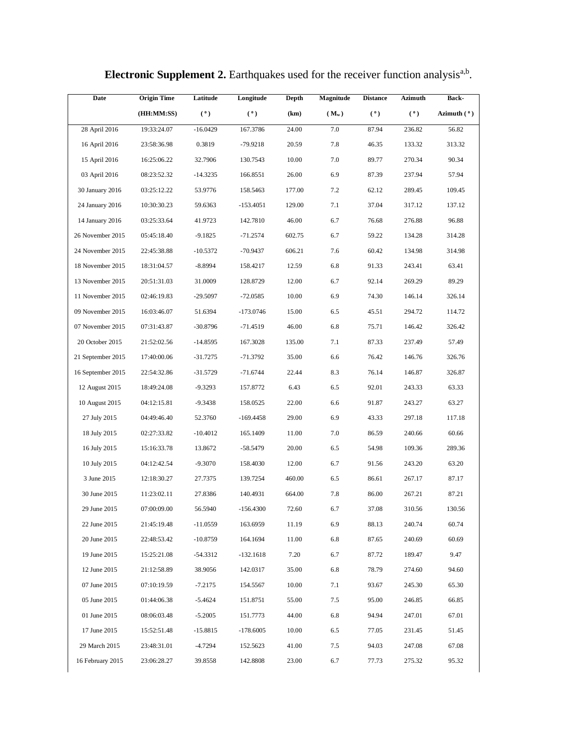**Electronic Supplement 2.** Earthquakes used for the receiver function analysis[a,b].

| Date | Origin Time (HH:MM:SS) | Latitude (°) | Longitude (°) | Depth (km) | Magnitude ($M_w$) | Distance (°) | Azimuth (°) | Back-Azimuth (°) |
|---|---|---|---|---|---|---|---|---|
| 28 April 2016 | 19:33:24.07 | -16.0429 | 167.3786 | 24.00 | 7.0 | 87.94 | 236.82 | 56.82 |
| 16 April 2016 | 23:58:36.98 | 0.3819 | -79.9218 | 20.59 | 7.8 | 46.35 | 133.32 | 313.32 |
| 15 April 2016 | 16:25:06.22 | 32.7906 | 130.7543 | 10.00 | 7.0 | 89.77 | 270.34 | 90.34 |
| 03 April 2016 | 08:23:52.32 | -14.3235 | 166.8551 | 26.00 | 6.9 | 87.39 | 237.94 | 57.94 |
| 30 January 2016 | 03:25:12.22 | 53.9776 | 158.5463 | 177.00 | 7.2 | 62.12 | 289.45 | 109.45 |
| 24 January 2016 | 10:30:30.23 | 59.6363 | -153.4051 | 129.00 | 7.1 | 37.04 | 317.12 | 137.12 |
| 14 January 2016 | 03:25:33.64 | 41.9723 | 142.7810 | 46.00 | 6.7 | 76.68 | 276.88 | 96.88 |
| 26 November 2015 | 05:45:18.40 | -9.1825 | -71.2574 | 602.75 | 6.7 | 59.22 | 134.28 | 314.28 |
| 24 November 2015 | 22:45:38.88 | -10.5372 | -70.9437 | 606.21 | 7.6 | 60.42 | 134.98 | 314.98 |
| 18 November 2015 | 18:31:04.57 | -8.8994 | 158.4217 | 12.59 | 6.8 | 91.33 | 243.41 | 63.41 |
| 13 November 2015 | 20:51:31.03 | 31.0009 | 128.8729 | 12.00 | 6.7 | 92.14 | 269.29 | 89.29 |
| 11 November 2015 | 02:46:19.83 | -29.5097 | -72.0585 | 10.00 | 6.9 | 74.30 | 146.14 | 326.14 |
| 09 November 2015 | 16:03:46.07 | 51.6394 | -173.0746 | 15.00 | 6.5 | 45.51 | 294.72 | 114.72 |
| 07 November 2015 | 07:31:43.87 | -30.8796 | -71.4519 | 46.00 | 6.8 | 75.71 | 146.42 | 326.42 |
| 20 October 2015 | 21:52:02.56 | -14.8595 | 167.3028 | 135.00 | 7.1 | 87.33 | 237.49 | 57.49 |
| 21 September 2015 | 17:40:00.06 | -31.7275 | -71.3792 | 35.00 | 6.6 | 76.42 | 146.76 | 326.76 |
| 16 September 2015 | 22:54:32.86 | -31.5729 | -71.6744 | 22.44 | 8.3 | 76.14 | 146.87 | 326.87 |
| 12 August 2015 | 18:49:24.08 | -9.3293 | 157.8772 | 6.43 | 6.5 | 92.01 | 243.33 | 63.33 |
| 10 August 2015 | 04:12:15.81 | -9.3438 | 158.0525 | 22.00 | 6.6 | 91.87 | 243.27 | 63.27 |
| 27 July 2015 | 04:49:46.40 | 52.3760 | -169.4458 | 29.00 | 6.9 | 43.33 | 297.18 | 117.18 |
| 18 July 2015 | 02:27:33.82 | -10.4012 | 165.1409 | 11.00 | 7.0 | 86.59 | 240.66 | 60.66 |
| 16 July 2015 | 15:16:33.78 | 13.8672 | -58.5479 | 20.00 | 6.5 | 54.98 | 109.36 | 289.36 |
| 10 July 2015 | 04:12:42.54 | -9.3070 | 158.4030 | 12.00 | 6.7 | 91.56 | 243.20 | 63.20 |
| 3 June 2015 | 12:18:30.27 | 27.7375 | 139.7254 | 460.00 | 6.5 | 86.61 | 267.17 | 87.17 |
| 30 June 2015 | 11:23:02.11 | 27.8386 | 140.4931 | 664.00 | 7.8 | 86.00 | 267.21 | 87.21 |
| 29 June 2015 | 07:00:09.00 | 56.5940 | -156.4300 | 72.60 | 6.7 | 37.08 | 310.56 | 130.56 |
| 22 June 2015 | 21:45:19.48 | -11.0559 | 163.6959 | 11.19 | 6.9 | 88.13 | 240.74 | 60.74 |
| 20 June 2015 | 22:48:53.42 | -10.8759 | 164.1694 | 11.00 | 6.8 | 87.65 | 240.69 | 60.69 |
| 19 June 2015 | 15:25:21.08 | -54.3312 | -132.1618 | 7.20 | 6.7 | 87.72 | 189.47 | 9.47 |
| 12 June 2015 | 21:12:58.89 | 38.9056 | 142.0317 | 35.00 | 6.8 | 78.79 | 274.60 | 94.60 |
| 07 June 2015 | 07:10:19.59 | -7.2175 | 154.5567 | 10.00 | 7.1 | 93.67 | 245.30 | 65.30 |
| 05 June 2015 | 01:44:06.38 | -5.4624 | 151.8751 | 55.00 | 7.5 | 95.00 | 246.85 | 66.85 |
| 01 June 2015 | 08:06:03.48 | -5.2005 | 151.7773 | 44.00 | 6.8 | 94.94 | 247.01 | 67.01 |
| 17 June 2015 | 15:52:51.48 | -15.8815 | -178.6005 | 10.00 | 6.5 | 77.05 | 231.45 | 51.45 |
| 29 March 2015 | 23:48:31.01 | -4.7294 | 152.5623 | 41.00 | 7.5 | 94.03 | 247.08 | 67.08 |
| 16 February 2015 | 23:06:28.27 | 39.8558 | 142.8808 | 23.00 | 6.7 | 77.73 | 275.32 | 95.32 |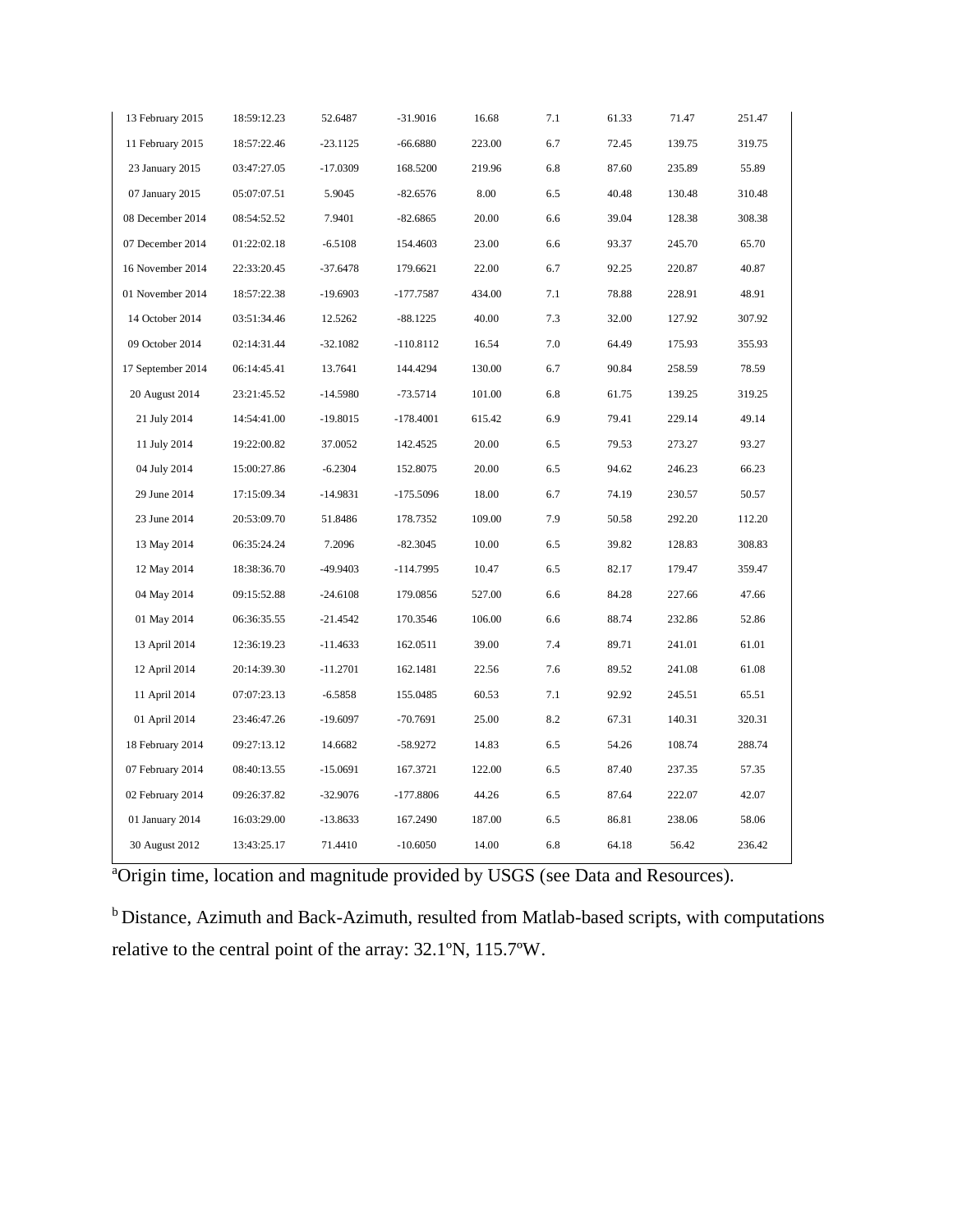| | | | | | | | | |
|---|---|---|---|---|---|---|---|---|
| 13 February 2015 | 18:59:12.23 | 52.6487 | -31.9016 | 16.68 | 7.1 | 61.33 | 71.47 | 251.47 |
| 11 February 2015 | 18:57:22.46 | -23.1125 | -66.6880 | 223.00 | 6.7 | 72.45 | 139.75 | 319.75 |
| 23 January 2015 | 03:47:27.05 | -17.0309 | 168.5200 | 219.96 | 6.8 | 87.60 | 235.89 | 55.89 |
| 07 January 2015 | 05:07:07.51 | 5.9045 | -82.6576 | 8.00 | 6.5 | 40.48 | 130.48 | 310.48 |
| 08 December 2014 | 08:54:52.52 | 7.9401 | -82.6865 | 20.00 | 6.6 | 39.04 | 128.38 | 308.38 |
| 07 December 2014 | 01:22:02.18 | -6.5108 | 154.4603 | 23.00 | 6.6 | 93.37 | 245.70 | 65.70 |
| 16 November 2014 | 22:33:20.45 | -37.6478 | 179.6621 | 22.00 | 6.7 | 92.25 | 220.87 | 40.87 |
| 01 November 2014 | 18:57:22.38 | -19.6903 | -177.7587 | 434.00 | 7.1 | 78.88 | 228.91 | 48.91 |
| 14 October 2014 | 03:51:34.46 | 12.5262 | -88.1225 | 40.00 | 7.3 | 32.00 | 127.92 | 307.92 |
| 09 October 2014 | 02:14:31.44 | -32.1082 | -110.8112 | 16.54 | 7.0 | 64.49 | 175.93 | 355.93 |
| 17 September 2014 | 06:14:45.41 | 13.7641 | 144.4294 | 130.00 | 6.7 | 90.84 | 258.59 | 78.59 |
| 20 August 2014 | 23:21:45.52 | -14.5980 | -73.5714 | 101.00 | 6.8 | 61.75 | 139.25 | 319.25 |
| 21 July 2014 | 14:54:41.00 | -19.8015 | -178.4001 | 615.42 | 6.9 | 79.41 | 229.14 | 49.14 |
| 11 July 2014 | 19:22:00.82 | 37.0052 | 142.4525 | 20.00 | 6.5 | 79.53 | 273.27 | 93.27 |
| 04 July 2014 | 15:00:27.86 | -6.2304 | 152.8075 | 20.00 | 6.5 | 94.62 | 246.23 | 66.23 |
| 29 June 2014 | 17:15:09.34 | -14.9831 | -175.5096 | 18.00 | 6.7 | 74.19 | 230.57 | 50.57 |
| 23 June 2014 | 20:53:09.70 | 51.8486 | 178.7352 | 109.00 | 7.9 | 50.58 | 292.20 | 112.20 |
| 13 May 2014 | 06:35:24.24 | 7.2096 | -82.3045 | 10.00 | 6.5 | 39.82 | 128.83 | 308.83 |
| 12 May 2014 | 18:38:36.70 | -49.9403 | -114.7995 | 10.47 | 6.5 | 82.17 | 179.47 | 359.47 |
| 04 May 2014 | 09:15:52.88 | -24.6108 | 179.0856 | 527.00 | 6.6 | 84.28 | 227.66 | 47.66 |
| 01 May 2014 | 06:36:35.55 | -21.4542 | 170.3546 | 106.00 | 6.6 | 88.74 | 232.86 | 52.86 |
| 13 April 2014 | 12:36:19.23 | -11.4633 | 162.0511 | 39.00 | 7.4 | 89.71 | 241.01 | 61.01 |
| 12 April 2014 | 20:14:39.30 | -11.2701 | 162.1481 | 22.56 | 7.6 | 89.52 | 241.08 | 61.08 |
| 11 April 2014 | 07:07:23.13 | -6.5858 | 155.0485 | 60.53 | 7.1 | 92.92 | 245.51 | 65.51 |
| 01 April 2014 | 23:46:47.26 | -19.6097 | -70.7691 | 25.00 | 8.2 | 67.31 | 140.31 | 320.31 |
| 18 February 2014 | 09:27:13.12 | 14.6682 | -58.9272 | 14.83 | 6.5 | 54.26 | 108.74 | 288.74 |
| 07 February 2014 | 08:40:13.55 | -15.0691 | 167.3721 | 122.00 | 6.5 | 87.40 | 237.35 | 57.35 |
| 02 February 2014 | 09:26:37.82 | -32.9076 | -177.8806 | 44.26 | 6.5 | 87.64 | 222.07 | 42.07 |
| 01 January 2014 | 16:03:29.00 | -13.8633 | 167.2490 | 187.00 | 6.5 | 86.81 | 238.06 | 58.06 |
| 30 August 2012 | 13:43:25.17 | 71.4410 | -10.6050 | 14.00 | 6.8 | 64.18 | 56.42 | 236.42 |

[a]Origin time, location and magnitude provided by USGS (see Data and Resources).

[b] Distance, Azimuth and Back-Azimuth, resulted from Matlab-based scripts, with computations relative to the central point of the array: 32.1ºN, 115.7ºW.